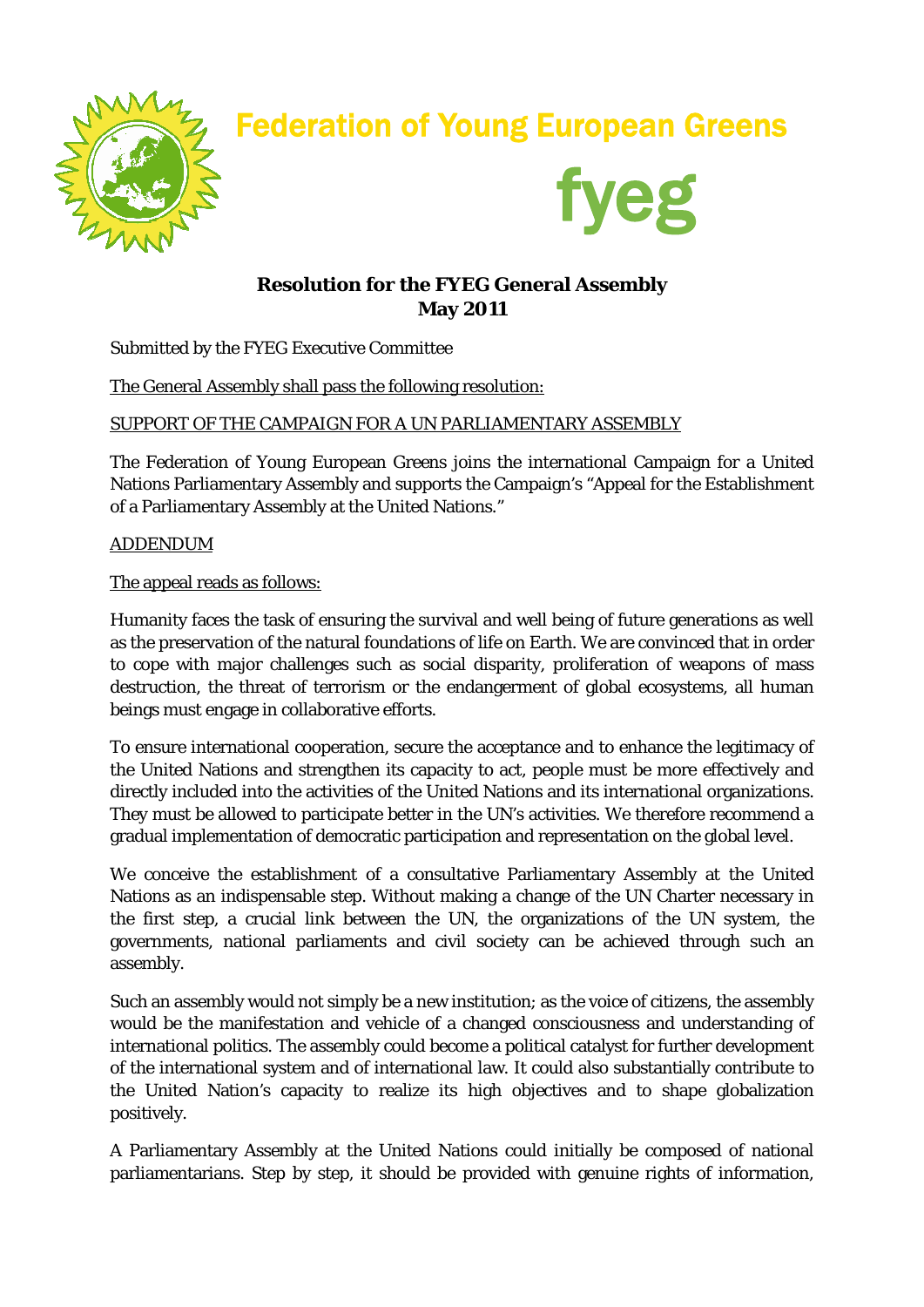# Federation of Young European Greens

# fyeg

**Resolution for the FYEG General Assembly**
**May 2011**

Submitted by the FYEG Executive Committee

The General Assembly shall pass the following resolution:

SUPPORT OF THE CAMPAIGN FOR A UN PARLIAMENTARY ASSEMBLY

The Federation of Young European Greens joins the international Campaign for a United Nations Parliamentary Assembly and supports the Campaign's "Appeal for the Establishment of a Parliamentary Assembly at the United Nations."

ADDENDUM

The appeal reads as follows:

Humanity faces the task of ensuring the survival and well being of future generations as well as the preservation of the natural foundations of life on Earth. We are convinced that in order to cope with major challenges such as social disparity, proliferation of weapons of mass destruction, the threat of terrorism or the endangerment of global ecosystems, all human beings must engage in collaborative efforts.

To ensure international cooperation, secure the acceptance and to enhance the legitimacy of the United Nations and strengthen its capacity to act, people must be more effectively and directly included into the activities of the United Nations and its international organizations. They must be allowed to participate better in the UN's activities. We therefore recommend a gradual implementation of democratic participation and representation on the global level.

We conceive the establishment of a consultative Parliamentary Assembly at the United Nations as an indispensable step. Without making a change of the UN Charter necessary in the first step, a crucial link between the UN, the organizations of the UN system, the governments, national parliaments and civil society can be achieved through such an assembly.

Such an assembly would not simply be a new institution; as the voice of citizens, the assembly would be the manifestation and vehicle of a changed consciousness and understanding of international politics. The assembly could become a political catalyst for further development of the international system and of international law. It could also substantially contribute to the United Nation's capacity to realize its high objectives and to shape globalization positively.

A Parliamentary Assembly at the United Nations could initially be composed of national parliamentarians. Step by step, it should be provided with genuine rights of information,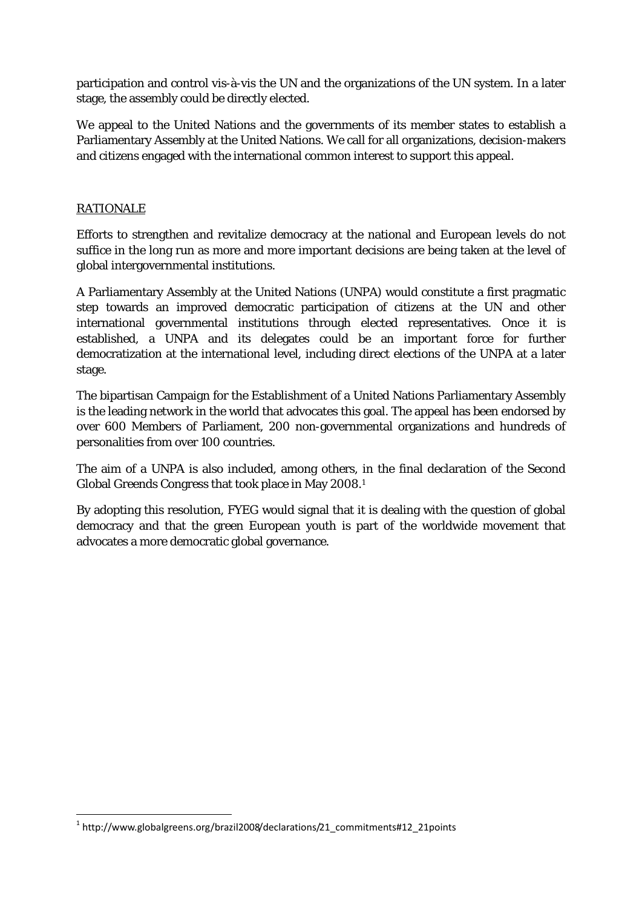participation and control vis-à-vis the UN and the organizations of the UN system. In a later stage, the assembly could be directly elected.

We appeal to the United Nations and the governments of its member states to establish a Parliamentary Assembly at the United Nations. We call for all organizations, decision-makers and citizens engaged with the international common interest to support this appeal.

## RATIONALE

Efforts to strengthen and revitalize democracy at the national and European levels do not suffice in the long run as more and more important decisions are being taken at the level of global intergovernmental institutions.

A Parliamentary Assembly at the United Nations (UNPA) would constitute a first pragmatic step towards an improved democratic participation of citizens at the UN and other international governmental institutions through elected representatives. Once it is established, a UNPA and its delegates could be an important force for further democratization at the international level, including direct elections of the UNPA at a later stage.

The bipartisan Campaign for the Establishment of a United Nations Parliamentary Assembly is the leading network in the world that advocates this goal. The appeal has been endorsed by over 600 Members of Parliament, 200 non-governmental organizations and hundreds of personalities from over 100 countries.

The aim of a UNPA is also included, among others, in the final declaration of the Second Global Greends Congress that took place in May 2008.[1]

By adopting this resolution, FYEG would signal that it is dealing with the question of global democracy and that the green European youth is part of the worldwide movement that advocates a more democratic global governance.

---

[1] http://www.globalgreens.org/brazil2008/declarations/21_commitments#12_21points